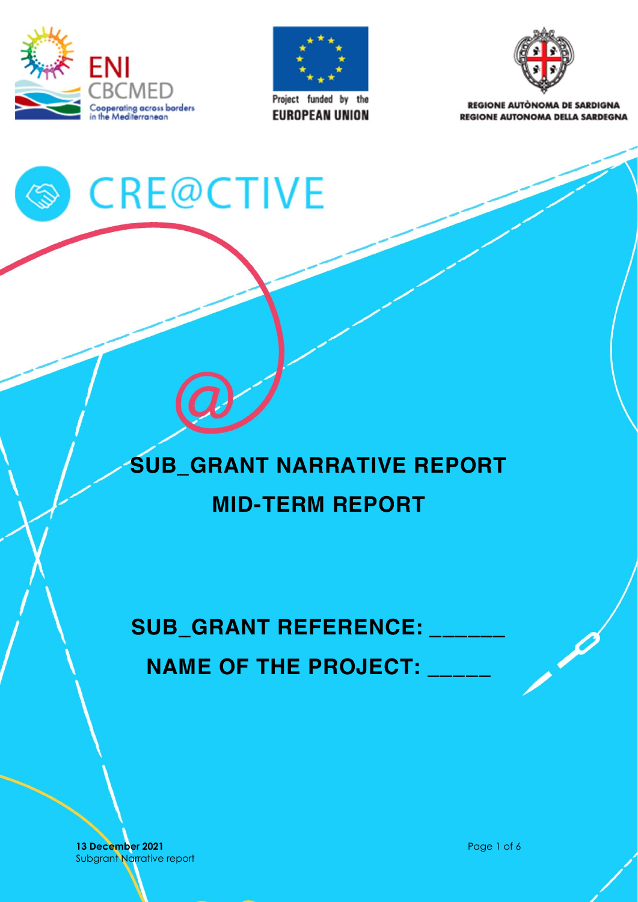ENI CBCMED
Cooperating across borders in the Mediterranean

Project funded by the EUROPEAN UNION

REGIONE AUTÒNOMA DE SARDIGNA
REGIONE AUTONOMA DELLA SARDEGNA

CRE@CTIVE

# SUB_GRANT NARRATIVE REPORT

# MID-TERM REPORT

## SUB_GRANT REFERENCE: ______

## NAME OF THE PROJECT: _____

**13 December 2021**
Subgrant Narrative report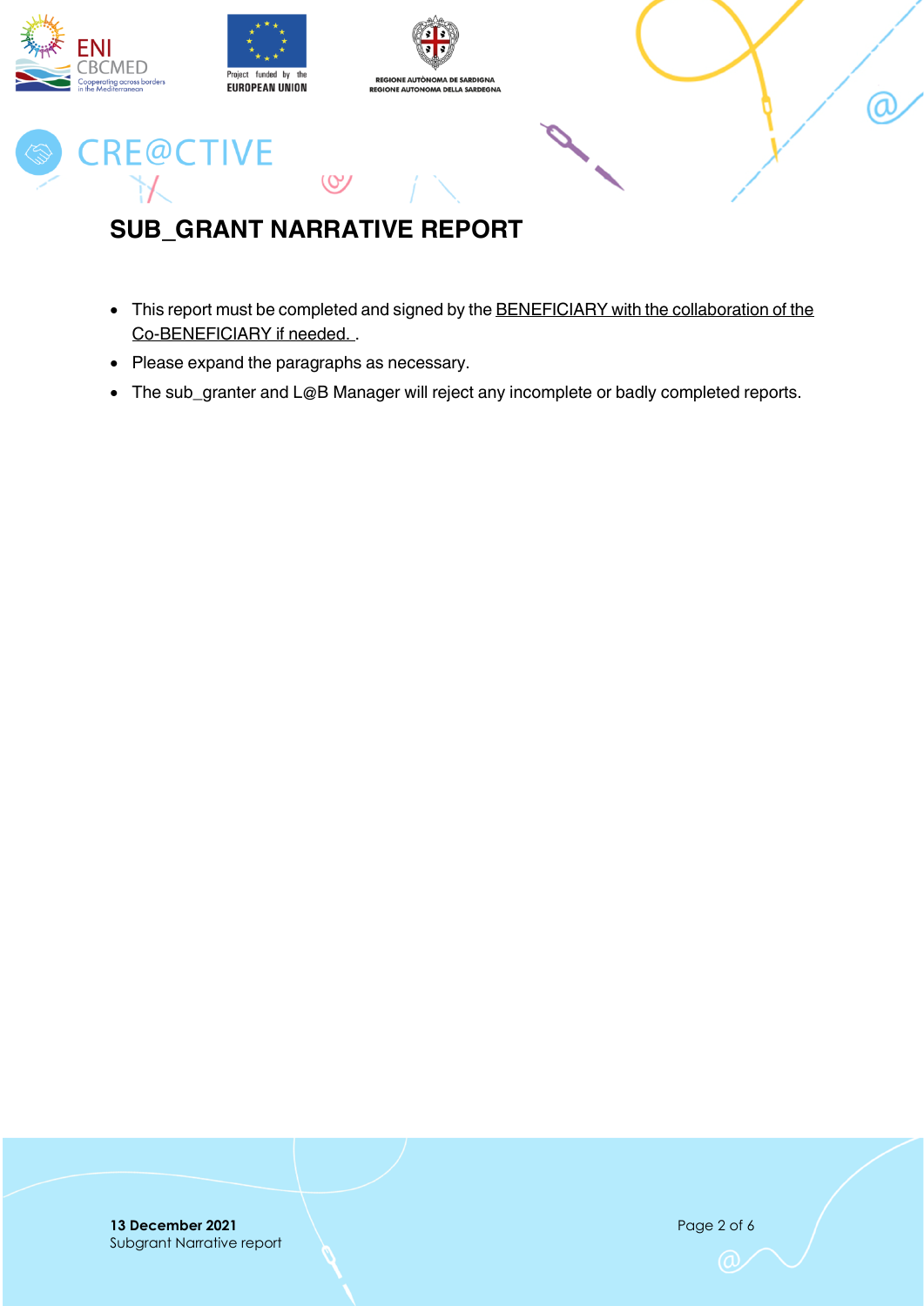# SUB_GRANT NARRATIVE REPORT

- This report must be completed and signed by the BENEFICIARY with the collaboration of the Co-BENEFICIARY if needed. .
- Please expand the paragraphs as necessary.
- The sub_granter and L@B Manager will reject any incomplete or badly completed reports.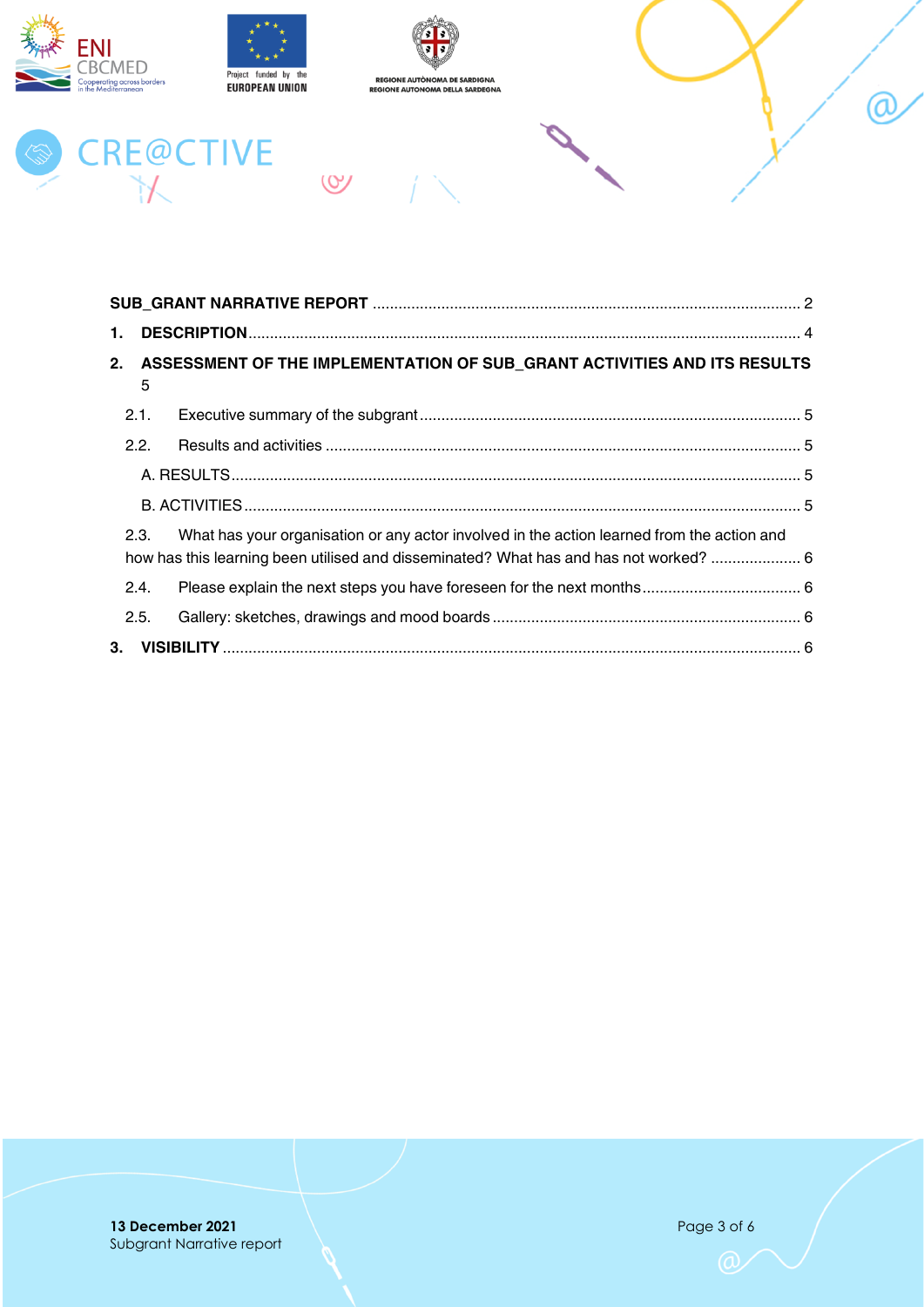SUB_GRANT NARRATIVE REPORT ........................................................................................ 2

1. DESCRIPTION ........................................................................................................................ 4

2. ASSESSMENT OF THE IMPLEMENTATION OF SUB_GRANT ACTIVITIES AND ITS RESULTS 5

 2.1. Executive summary of the subgrant ........................................................................ 5

 2.2. Results and activities ............................................................................................... 5

  A. RESULTS ................................................................................................................... 5

  B. ACTIVITIES ................................................................................................................ 5

 2.3. What has your organisation or any actor involved in the action learned from the action and how has this learning been utilised and disseminated? What has and has not worked? .................... 6

 2.4. Please explain the next steps you have foreseen for the next months .................................... 6

 2.5. Gallery: sketches, drawings and mood boards ........................................................ 6

3. VISIBILITY ............................................................................................................................. 6

13 December 2021
Subgrant Narrative report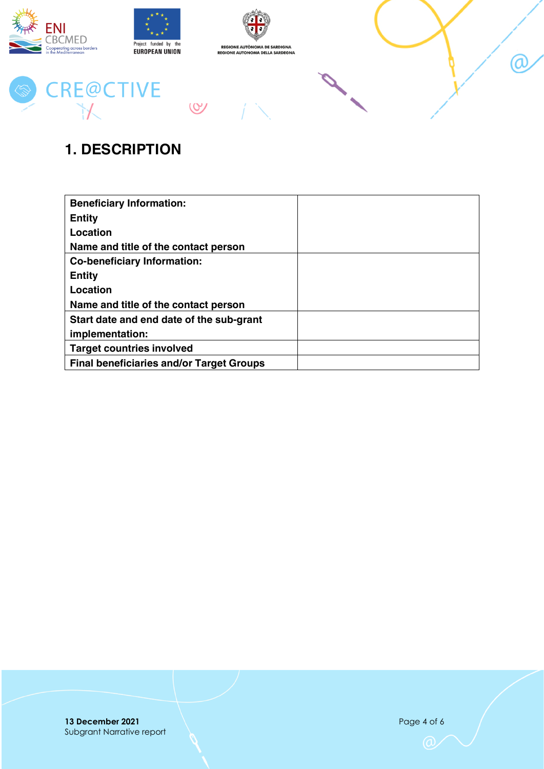# 1. DESCRIPTION

| | |
|---|---|
| **Beneficiary Information:**<br>**Entity**<br>**Location**<br>**Name and title of the contact person** | |
| **Co-beneficiary Information:**<br>**Entity**<br>**Location**<br>**Name and title of the contact person** | |
| **Start date and end date of the sub-grant implementation:** | |
| **Target countries involved** | |
| **Final beneficiaries and/or Target Groups** | |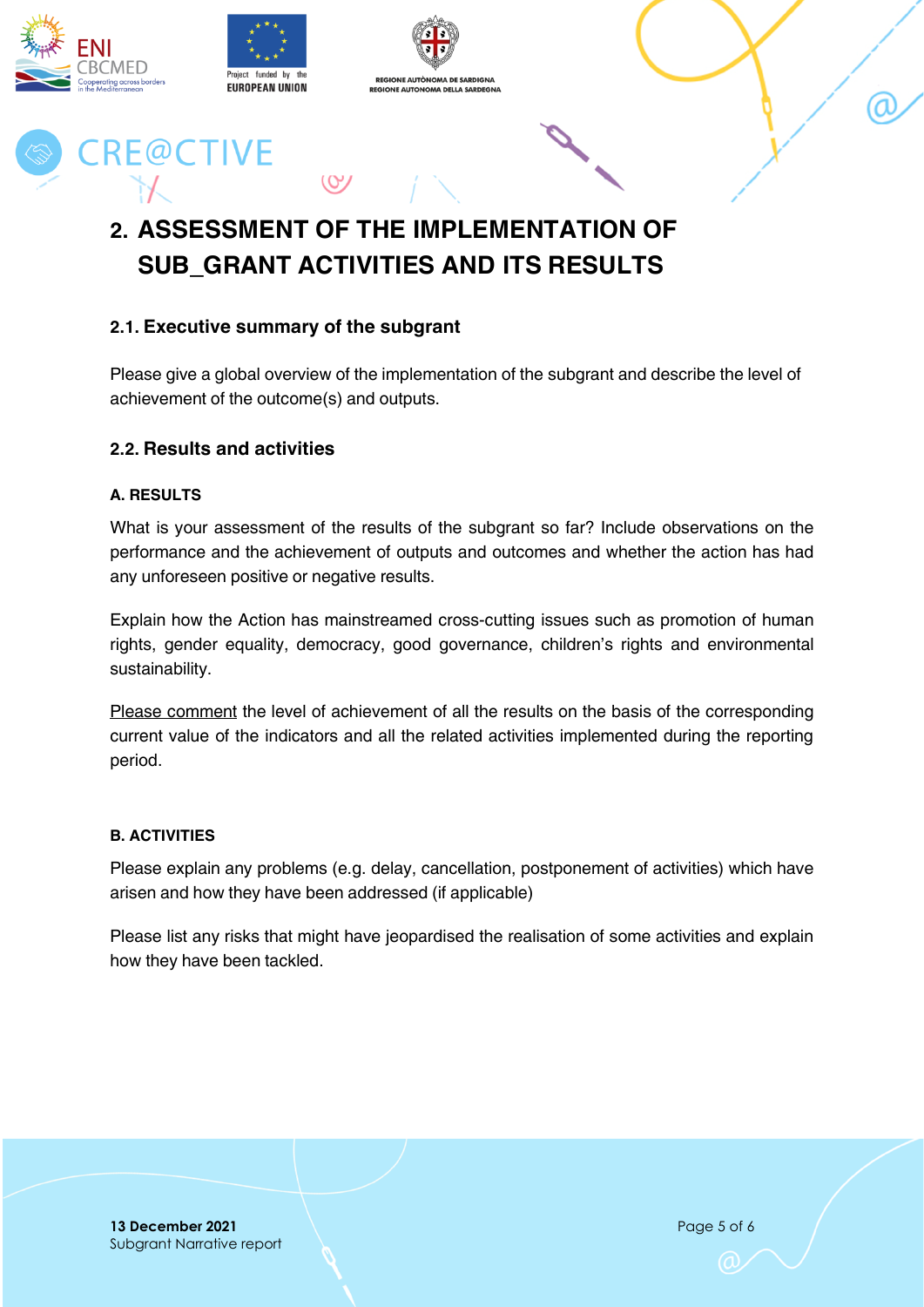# 2. ASSESSMENT OF THE IMPLEMENTATION OF SUB_GRANT ACTIVITIES AND ITS RESULTS

## 2.1. Executive summary of the subgrant

Please give a global overview of the implementation of the subgrant and describe the level of achievement of the outcome(s) and outputs.

## 2.2. Results and activities

### A. RESULTS

What is your assessment of the results of the subgrant so far? Include observations on the performance and the achievement of outputs and outcomes and whether the action has had any unforeseen positive or negative results.

Explain how the Action has mainstreamed cross-cutting issues such as promotion of human rights, gender equality, democracy, good governance, children's rights and environmental sustainability.

<u>Please comment</u> the level of achievement of all the results on the basis of the corresponding current value of the indicators and all the related activities implemented during the reporting period.

### B. ACTIVITIES

Please explain any problems (e.g. delay, cancellation, postponement of activities) which have arisen and how they have been addressed (if applicable)

Please list any risks that might have jeopardised the realisation of some activities and explain how they have been tackled.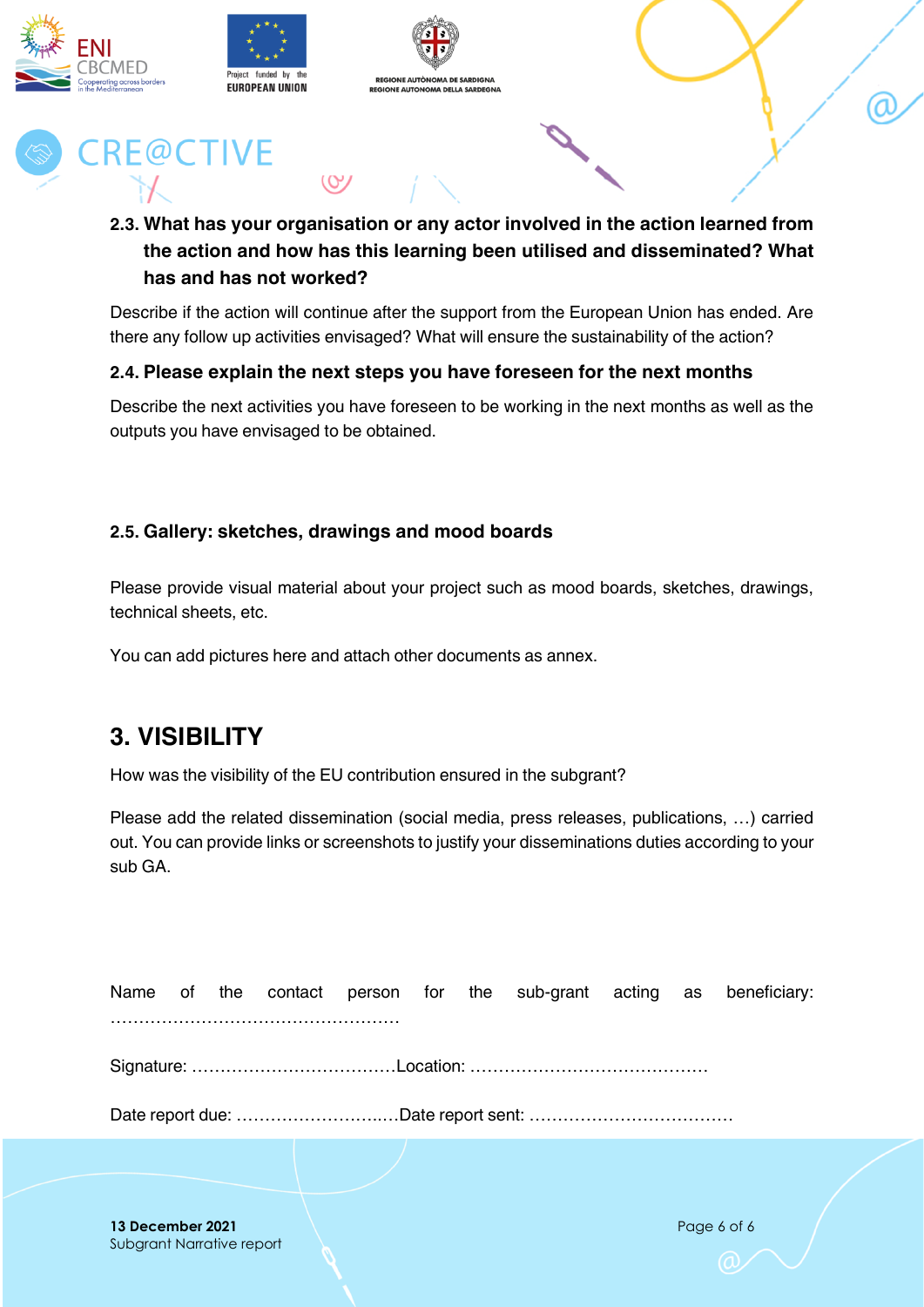### 2.3. What has your organisation or any actor involved in the action learned from the action and how has this learning been utilised and disseminated? What has and has not worked?

Describe if the action will continue after the support from the European Union has ended. Are there any follow up activities envisaged? What will ensure the sustainability of the action?

### 2.4. Please explain the next steps you have foreseen for the next months

Describe the next activities you have foreseen to be working in the next months as well as the outputs you have envisaged to be obtained.

### 2.5. Gallery: sketches, drawings and mood boards

Please provide visual material about your project such as mood boards, sketches, drawings, technical sheets, etc.

You can add pictures here and attach other documents as annex.

## 3. VISIBILITY

How was the visibility of the EU contribution ensured in the subgrant?

Please add the related dissemination (social media, press releases, publications, …) carried out. You can provide links or screenshots to justify your disseminations duties according to your sub GA.

Name of the contact person for the sub-grant acting as beneficiary: ……………………………………………

Signature: ………………………………Location: ……………………………………

Date report due: ……………………….Date report sent: ………………………………